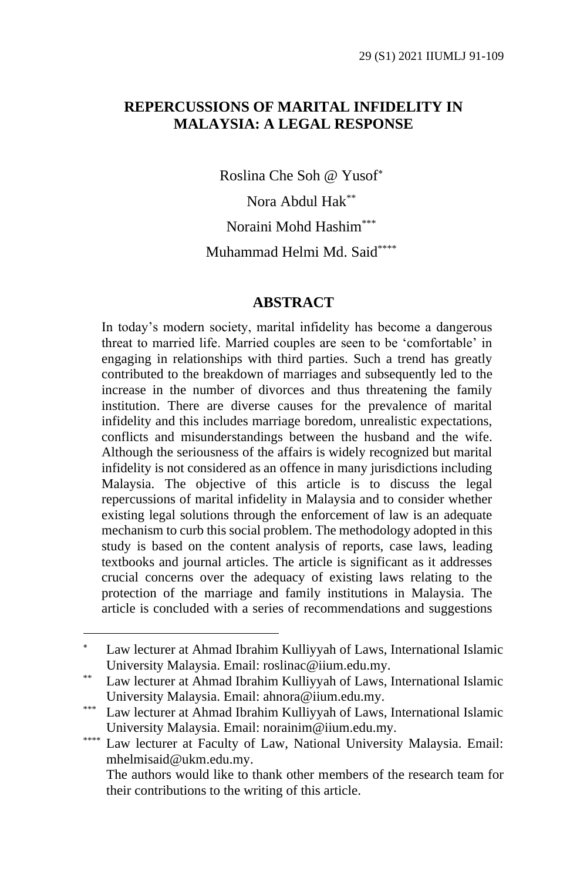# REPERCUSSIONS OF MARITAL INFIDELITY IN MALAYSIA: A LEGAL RESPONSE

Roslina Che Soh @ Yusof[*]

Nora Abdul Hak[**]

Noraini Mohd Hashim[***]

Muhammad Helmi Md. Said[****]

## ABSTRACT

In today's modern society, marital infidelity has become a dangerous threat to married life. Married couples are seen to be 'comfortable' in engaging in relationships with third parties. Such a trend has greatly contributed to the breakdown of marriages and subsequently led to the increase in the number of divorces and thus threatening the family institution. There are diverse causes for the prevalence of marital infidelity and this includes marriage boredom, unrealistic expectations, conflicts and misunderstandings between the husband and the wife. Although the seriousness of the affairs is widely recognized but marital infidelity is not considered as an offence in many jurisdictions including Malaysia. The objective of this article is to discuss the legal repercussions of marital infidelity in Malaysia and to consider whether existing legal solutions through the enforcement of law is an adequate mechanism to curb this social problem. The methodology adopted in this study is based on the content analysis of reports, case laws, leading textbooks and journal articles. The article is significant as it addresses crucial concerns over the adequacy of existing laws relating to the protection of the marriage and family institutions in Malaysia. The article is concluded with a series of recommendations and suggestions

---

[*] Law lecturer at Ahmad Ibrahim Kulliyyah of Laws, International Islamic University Malaysia. Email: roslinac@iium.edu.my.

[**] Law lecturer at Ahmad Ibrahim Kulliyyah of Laws, International Islamic University Malaysia. Email: ahnora@iium.edu.my.

[***] Law lecturer at Ahmad Ibrahim Kulliyyah of Laws, International Islamic University Malaysia. Email: norainim@iium.edu.my.

[****] Law lecturer at Faculty of Law, National University Malaysia. Email: mhelmisaid@ukm.edu.my.
The authors would like to thank other members of the research team for their contributions to the writing of this article.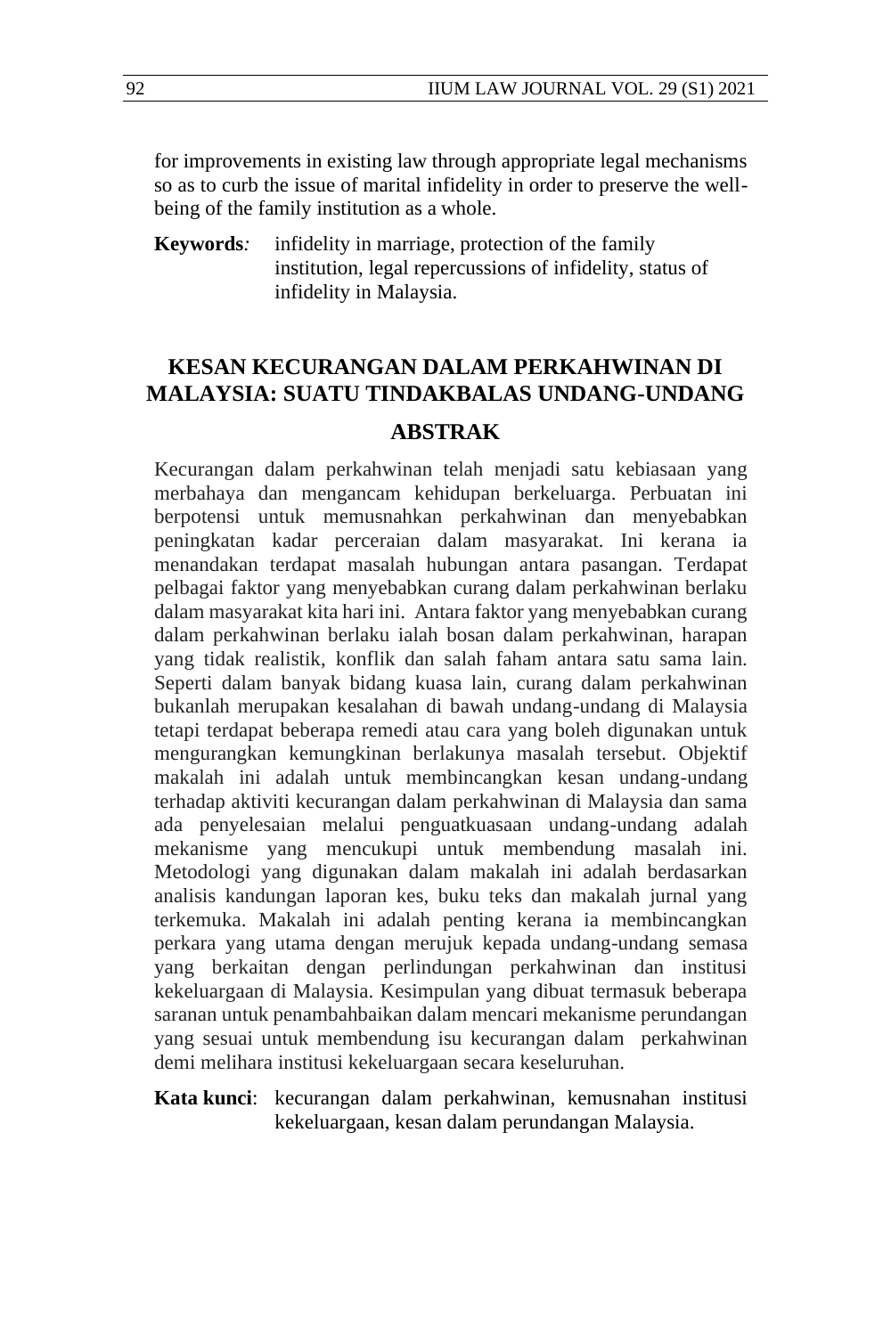for improvements in existing law through appropriate legal mechanisms so as to curb the issue of marital infidelity in order to preserve the well-being of the family institution as a whole.

**Keywords***:* infidelity in marriage, protection of the family institution, legal repercussions of infidelity, status of infidelity in Malaysia.

## KESAN KECURANGAN DALAM PERKAHWINAN DI MALAYSIA: SUATU TINDAKBALAS UNDANG-UNDANG

### ABSTRAK

Kecurangan dalam perkahwinan telah menjadi satu kebiasaan yang merbahaya dan mengancam kehidupan berkeluarga. Perbuatan ini berpotensi untuk memusnahkan perkahwinan dan menyebabkan peningkatan kadar perceraian dalam masyarakat. Ini kerana ia menandakan terdapat masalah hubungan antara pasangan. Terdapat pelbagai faktor yang menyebabkan curang dalam perkahwinan berlaku dalam masyarakat kita hari ini. Antara faktor yang menyebabkan curang dalam perkahwinan berlaku ialah bosan dalam perkahwinan, harapan yang tidak realistik, konflik dan salah faham antara satu sama lain. Seperti dalam banyak bidang kuasa lain, curang dalam perkahwinan bukanlah merupakan kesalahan di bawah undang-undang di Malaysia tetapi terdapat beberapa remedi atau cara yang boleh digunakan untuk mengurangkan kemungkinan berlakunya masalah tersebut. Objektif makalah ini adalah untuk membincangkan kesan undang-undang terhadap aktiviti kecurangan dalam perkahwinan di Malaysia dan sama ada penyelesaian melalui penguatkuasaan undang-undang adalah mekanisme yang mencukupi untuk membendung masalah ini. Metodologi yang digunakan dalam makalah ini adalah berdasarkan analisis kandungan laporan kes, buku teks dan makalah jurnal yang terkemuka. Makalah ini adalah penting kerana ia membincangkan perkara yang utama dengan merujuk kepada undang-undang semasa yang berkaitan dengan perlindungan perkahwinan dan institusi kekeluargaan di Malaysia. Kesimpulan yang dibuat termasuk beberapa saranan untuk penambahbaikan dalam mencari mekanisme perundangan yang sesuai untuk membendung isu kecurangan dalam perkahwinan demi melihara institusi kekeluargaan secara keseluruhan.

**Kata kunci**: kecurangan dalam perkahwinan, kemusnahan institusi kekeluargaan, kesan dalam perundangan Malaysia.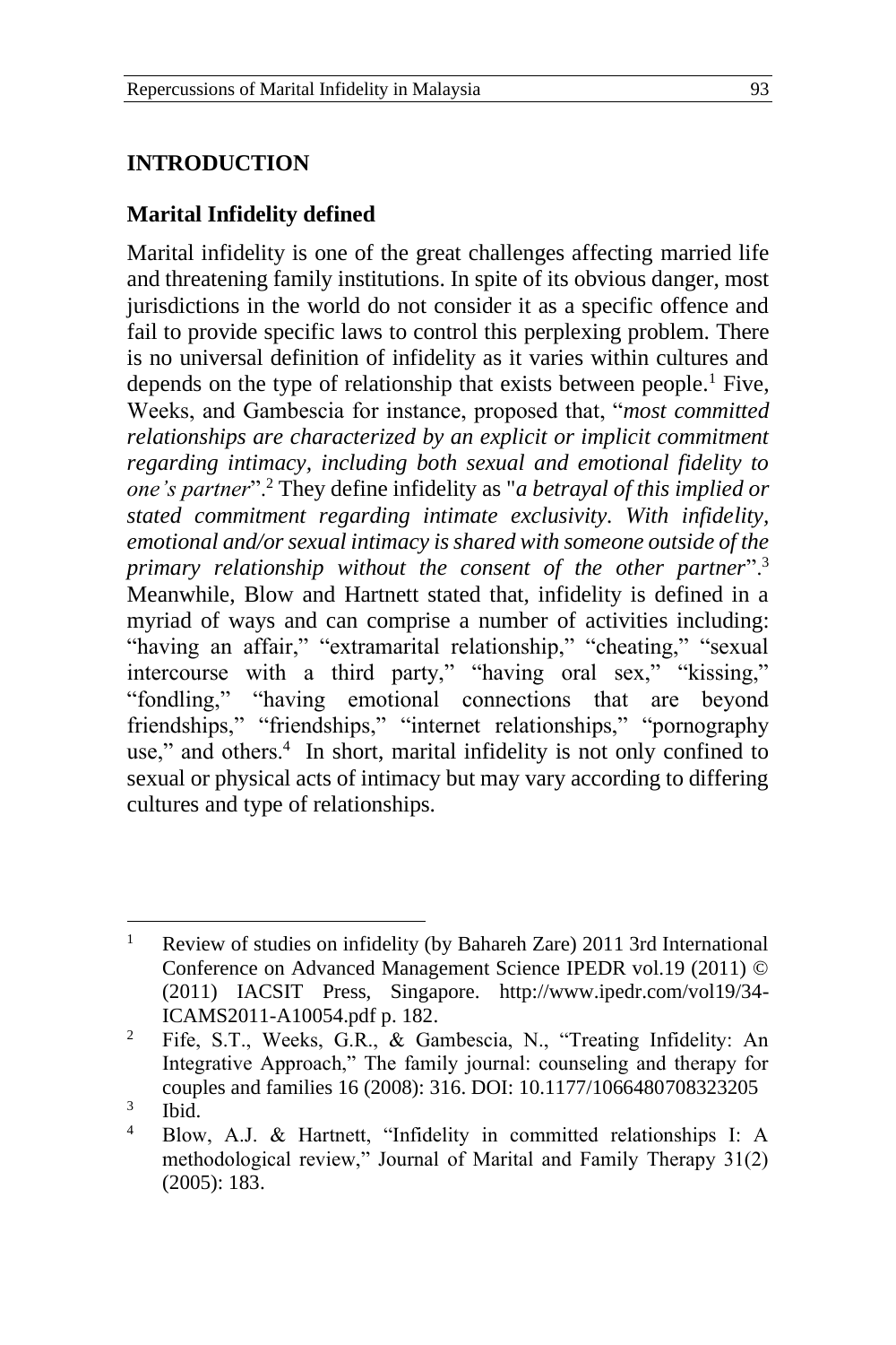## INTRODUCTION

### Marital Infidelity defined

Marital infidelity is one of the great challenges affecting married life and threatening family institutions. In spite of its obvious danger, most jurisdictions in the world do not consider it as a specific offence and fail to provide specific laws to control this perplexing problem. There is no universal definition of infidelity as it varies within cultures and depends on the type of relationship that exists between people.[1] Five, Weeks, and Gambescia for instance, proposed that, "*most committed relationships are characterized by an explicit or implicit commitment regarding intimacy, including both sexual and emotional fidelity to one's partner*".[2] They define infidelity as "*a betrayal of this implied or stated commitment regarding intimate exclusivity. With infidelity, emotional and/or sexual intimacy is shared with someone outside of the primary relationship without the consent of the other partner*".[3] Meanwhile, Blow and Hartnett stated that, infidelity is defined in a myriad of ways and can comprise a number of activities including: "having an affair," "extramarital relationship," "cheating," "sexual intercourse with a third party," "having oral sex," "kissing," "fondling," "having emotional connections that are beyond friendships," "friendships," "internet relationships," "pornography use," and others.[4] In short, marital infidelity is not only confined to sexual or physical acts of intimacy but may vary according to differing cultures and type of relationships.

---

[1] Review of studies on infidelity (by Bahareh Zare) 2011 3rd International Conference on Advanced Management Science IPEDR vol.19 (2011) © (2011) IACSIT Press, Singapore. http://www.ipedr.com/vol19/34-ICAMS2011-A10054.pdf p. 182.

[2] Fife, S.T., Weeks, G.R., & Gambescia, N., "Treating Infidelity: An Integrative Approach," The family journal: counseling and therapy for couples and families 16 (2008): 316. DOI: 10.1177/1066480708323205

[3] Ibid.

[4] Blow, A.J. & Hartnett, "Infidelity in committed relationships I: A methodological review," Journal of Marital and Family Therapy 31(2) (2005): 183.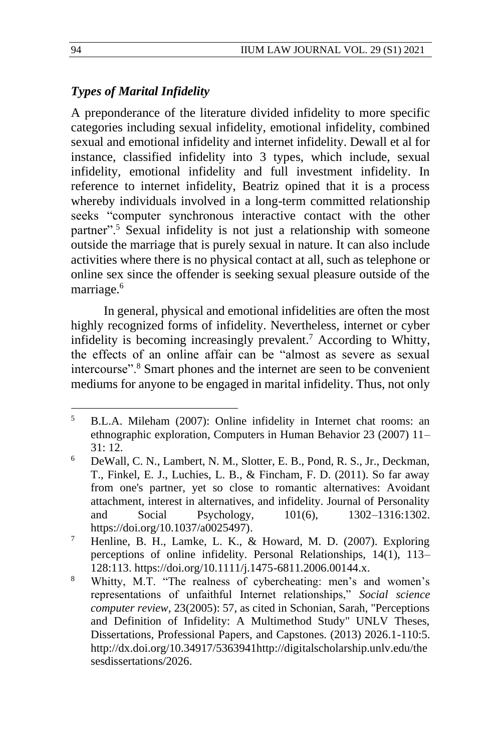### *Types of Marital Infidelity*

A preponderance of the literature divided infidelity to more specific categories including sexual infidelity, emotional infidelity, combined sexual and emotional infidelity and internet infidelity. Dewall et al for instance, classified infidelity into 3 types, which include, sexual infidelity, emotional infidelity and full investment infidelity. In reference to internet infidelity, Beatriz opined that it is a process whereby individuals involved in a long-term committed relationship seeks "computer synchronous interactive contact with the other partner".[5] Sexual infidelity is not just a relationship with someone outside the marriage that is purely sexual in nature. It can also include activities where there is no physical contact at all, such as telephone or online sex since the offender is seeking sexual pleasure outside of the marriage.[6]

In general, physical and emotional infidelities are often the most highly recognized forms of infidelity. Nevertheless, internet or cyber infidelity is becoming increasingly prevalent.[7] According to Whitty, the effects of an online affair can be "almost as severe as sexual intercourse".[8] Smart phones and the internet are seen to be convenient mediums for anyone to be engaged in marital infidelity. Thus, not only

---

[5] B.L.A. Mileham (2007): Online infidelity in Internet chat rooms: an ethnographic exploration, Computers in Human Behavior 23 (2007) 11–31: 12.

[6] DeWall, C. N., Lambert, N. M., Slotter, E. B., Pond, R. S., Jr., Deckman, T., Finkel, E. J., Luchies, L. B., & Fincham, F. D. (2011). So far away from one's partner, yet so close to romantic alternatives: Avoidant attachment, interest in alternatives, and infidelity. Journal of Personality and Social Psychology, 101(6), 1302–1316:1302. https://doi.org/10.1037/a0025497).

[7] Henline, B. H., Lamke, L. K., & Howard, M. D. (2007). Exploring perceptions of online infidelity. Personal Relationships, 14(1), 113–128:113. https://doi.org/10.1111/j.1475-6811.2006.00144.x.

[8] Whitty, M.T. "The realness of cybercheating: men's and women's representations of unfaithful Internet relationships," *Social science computer review*, 23(2005): 57, as cited in Schonian, Sarah, "Perceptions and Definition of Infidelity: A Multimethod Study" UNLV Theses, Dissertations, Professional Papers, and Capstones. (2013) 2026.1-110:5. http://dx.doi.org/10.34917/5363941http://digitalscholarship.unlv.edu/thesesdissertations/2026.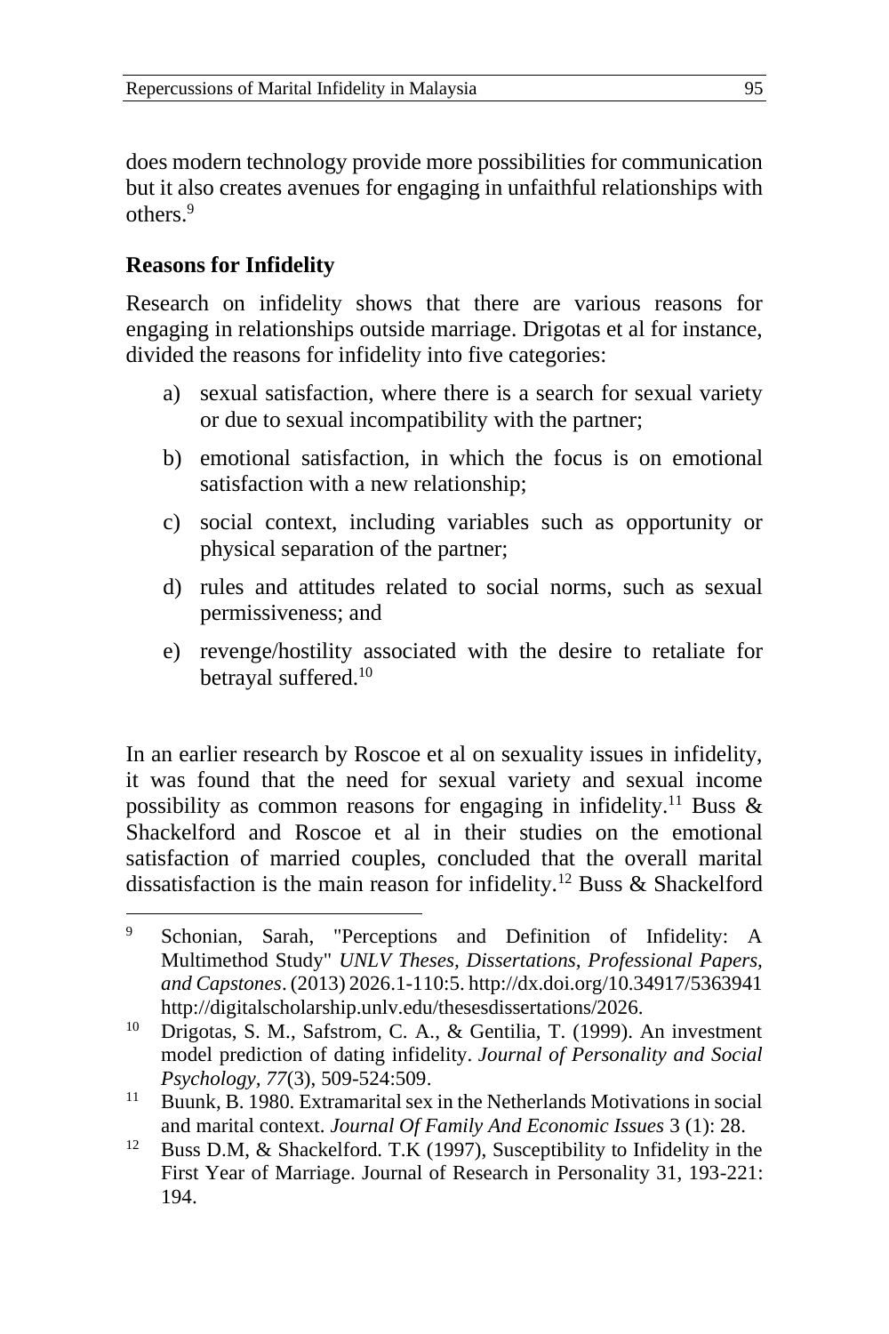does modern technology provide more possibilities for communication but it also creates avenues for engaging in unfaithful relationships with others.[9]

## Reasons for Infidelity

Research on infidelity shows that there are various reasons for engaging in relationships outside marriage. Drigotas et al for instance, divided the reasons for infidelity into five categories:

a) sexual satisfaction, where there is a search for sexual variety or due to sexual incompatibility with the partner;

b) emotional satisfaction, in which the focus is on emotional satisfaction with a new relationship;

c) social context, including variables such as opportunity or physical separation of the partner;

d) rules and attitudes related to social norms, such as sexual permissiveness; and

e) revenge/hostility associated with the desire to retaliate for betrayal suffered.[10]

In an earlier research by Roscoe et al on sexuality issues in infidelity, it was found that the need for sexual variety and sexual income possibility as common reasons for engaging in infidelity.[11] Buss & Shackelford and Roscoe et al in their studies on the emotional satisfaction of married couples, concluded that the overall marital dissatisfaction is the main reason for infidelity.[12] Buss & Shackelford

---

[9] Schonian, Sarah, "Perceptions and Definition of Infidelity: A Multimethod Study" *UNLV Theses, Dissertations, Professional Papers, and Capstones*. (2013) 2026.1-110:5. http://dx.doi.org/10.34917/5363941 http://digitalscholarship.unlv.edu/thesesdissertations/2026.

[10] Drigotas, S. M., Safstrom, C. A., & Gentilia, T. (1999). An investment model prediction of dating infidelity. *Journal of Personality and Social Psychology*, *77*(3), 509-524:509.

[11] Buunk, B. 1980. Extramarital sex in the Netherlands Motivations in social and marital context. *Journal Of Family And Economic Issues* 3 (1): 28.

[12] Buss D.M, & Shackelford. T.K (1997), Susceptibility to Infidelity in the First Year of Marriage. Journal of Research in Personality 31, 193-221: 194.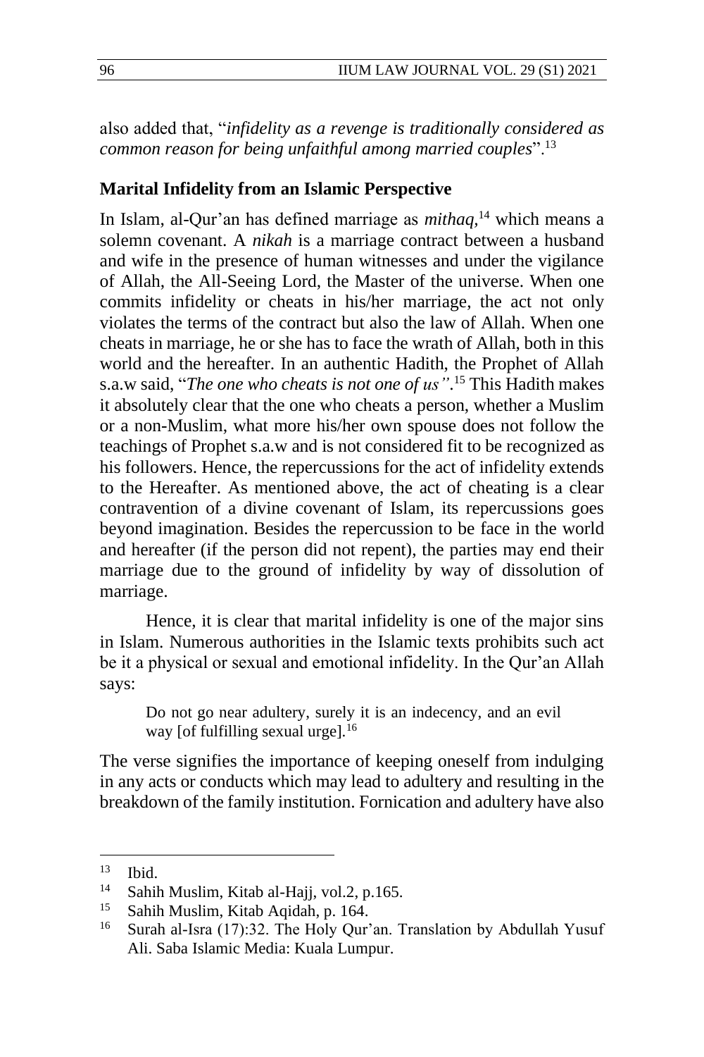also added that, "*infidelity as a revenge is traditionally considered as common reason for being unfaithful among married couples*".[13]

## Marital Infidelity from an Islamic Perspective

In Islam, al-Qur'an has defined marriage as *mithaq,*[14] which means a solemn covenant. A *nikah* is a marriage contract between a husband and wife in the presence of human witnesses and under the vigilance of Allah, the All-Seeing Lord, the Master of the universe. When one commits infidelity or cheats in his/her marriage, the act not only violates the terms of the contract but also the law of Allah. When one cheats in marriage, he or she has to face the wrath of Allah, both in this world and the hereafter. In an authentic Hadith, the Prophet of Allah s.a.w said, "*The one who cheats is not one of us"*.[15] This Hadith makes it absolutely clear that the one who cheats a person, whether a Muslim or a non-Muslim, what more his/her own spouse does not follow the teachings of Prophet s.a.w and is not considered fit to be recognized as his followers. Hence, the repercussions for the act of infidelity extends to the Hereafter. As mentioned above, the act of cheating is a clear contravention of a divine covenant of Islam, its repercussions goes beyond imagination. Besides the repercussion to be face in the world and hereafter (if the person did not repent), the parties may end their marriage due to the ground of infidelity by way of dissolution of marriage.

Hence, it is clear that marital infidelity is one of the major sins in Islam. Numerous authorities in the Islamic texts prohibits such act be it a physical or sexual and emotional infidelity. In the Qur'an Allah says:

> Do not go near adultery, surely it is an indecency, and an evil way [of fulfilling sexual urge].[16]

The verse signifies the importance of keeping oneself from indulging in any acts or conducts which may lead to adultery and resulting in the breakdown of the family institution. Fornication and adultery have also

---

[13] Ibid.

[14] Sahih Muslim, Kitab al-Hajj, vol.2, p.165.

[15] Sahih Muslim, Kitab Aqidah, p. 164.

[16] Surah al-Isra (17):32. The Holy Qur'an. Translation by Abdullah Yusuf Ali. Saba Islamic Media: Kuala Lumpur.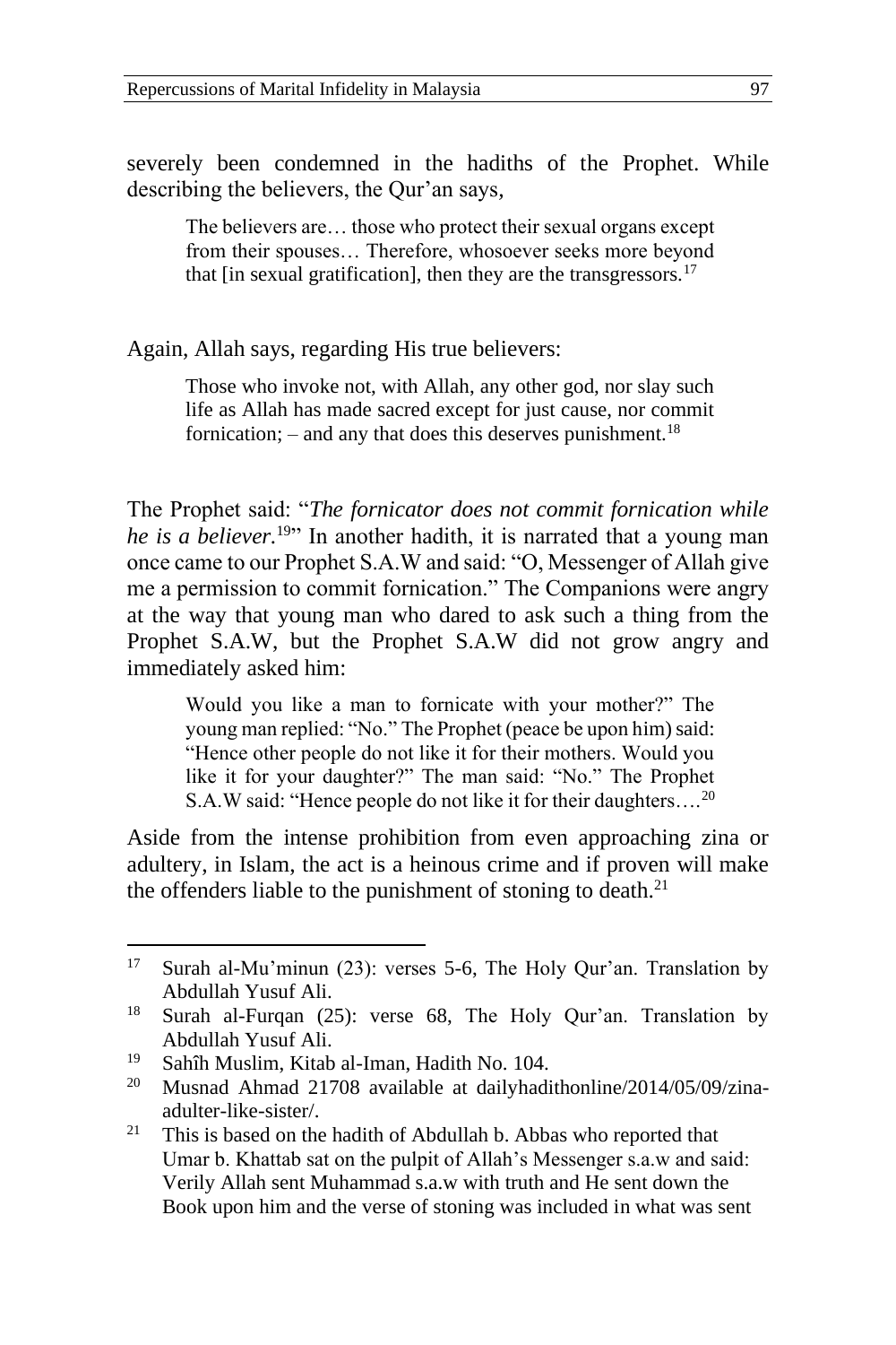severely been condemned in the hadiths of the Prophet. While describing the believers, the Qur'an says,

> The believers are… those who protect their sexual organs except from their spouses… Therefore, whosoever seeks more beyond that [in sexual gratification], then they are the transgressors.[17]

Again, Allah says, regarding His true believers:

> Those who invoke not, with Allah, any other god, nor slay such life as Allah has made sacred except for just cause, nor commit fornication; – and any that does this deserves punishment.[18]

The Prophet said: "*The fornicator does not commit fornication while he is a believer.*[19]" In another hadith, it is narrated that a young man once came to our Prophet S.A.W and said: "O, Messenger of Allah give me a permission to commit fornication." The Companions were angry at the way that young man who dared to ask such a thing from the Prophet S.A.W, but the Prophet S.A.W did not grow angry and immediately asked him:

> Would you like a man to fornicate with your mother?" The young man replied: "No." The Prophet (peace be upon him) said: "Hence other people do not like it for their mothers. Would you like it for your daughter?" The man said: "No." The Prophet S.A.W said: "Hence people do not like it for their daughters….[20]

Aside from the intense prohibition from even approaching zina or adultery, in Islam, the act is a heinous crime and if proven will make the offenders liable to the punishment of stoning to death.[21]

---

[17] Surah al-Mu'minun (23): verses 5-6, The Holy Qur'an. Translation by Abdullah Yusuf Ali.

[18] Surah al-Furqan (25): verse 68, The Holy Qur'an. Translation by Abdullah Yusuf Ali.

[19] Sahîh Muslim, Kitab al-Iman, Hadith No. 104.

[20] Musnad Ahmad 21708 available at dailyhadithonline/2014/05/09/zina-adulter-like-sister/.

[21] This is based on the hadith of Abdullah b. Abbas who reported that Umar b. Khattab sat on the pulpit of Allah's Messenger s.a.w and said: Verily Allah sent Muhammad s.a.w with truth and He sent down the Book upon him and the verse of stoning was included in what was sent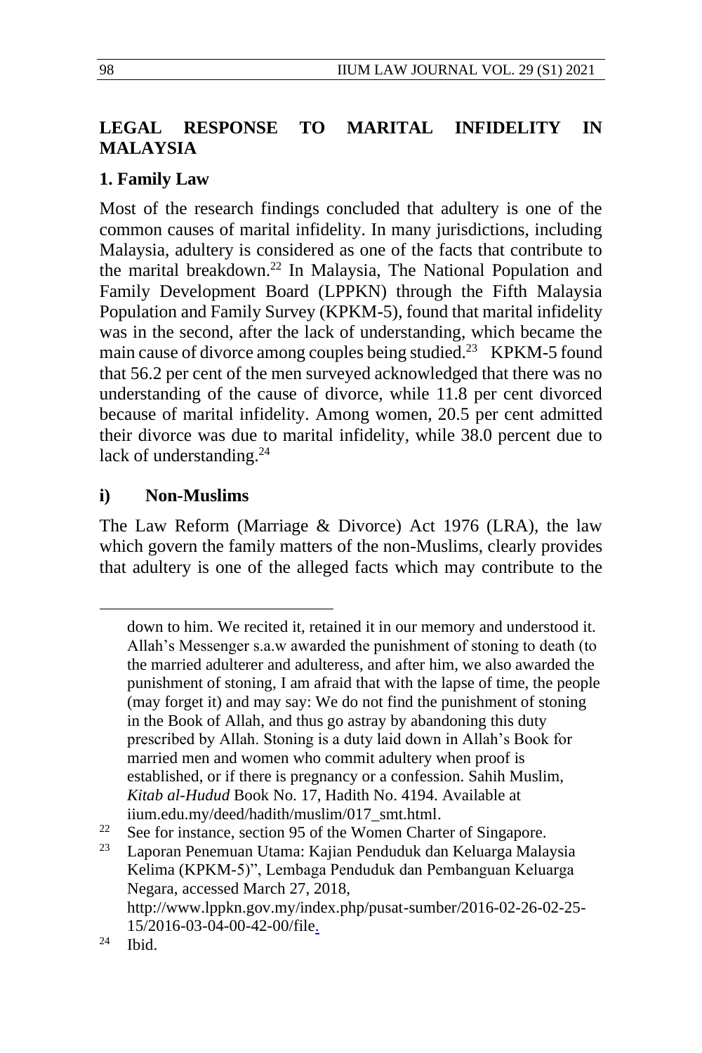## LEGAL RESPONSE TO MARITAL INFIDELITY IN MALAYSIA

### 1. Family Law

Most of the research findings concluded that adultery is one of the common causes of marital infidelity. In many jurisdictions, including Malaysia, adultery is considered as one of the facts that contribute to the marital breakdown.[22] In Malaysia, The National Population and Family Development Board (LPPKN) through the Fifth Malaysia Population and Family Survey (KPKM-5), found that marital infidelity was in the second, after the lack of understanding, which became the main cause of divorce among couples being studied.[23] KPKM-5 found that 56.2 per cent of the men surveyed acknowledged that there was no understanding of the cause of divorce, while 11.8 per cent divorced because of marital infidelity. Among women, 20.5 per cent admitted their divorce was due to marital infidelity, while 38.0 percent due to lack of understanding.[24]

#### i) Non-Muslims

The Law Reform (Marriage & Divorce) Act 1976 (LRA), the law which govern the family matters of the non-Muslims, clearly provides that adultery is one of the alleged facts which may contribute to the

---

down to him. We recited it, retained it in our memory and understood it. Allah's Messenger s.a.w awarded the punishment of stoning to death (to the married adulterer and adulteress, and after him, we also awarded the punishment of stoning, I am afraid that with the lapse of time, the people (may forget it) and may say: We do not find the punishment of stoning in the Book of Allah, and thus go astray by abandoning this duty prescribed by Allah. Stoning is a duty laid down in Allah's Book for married men and women who commit adultery when proof is established, or if there is pregnancy or a confession. Sahih Muslim, *Kitab al-Hudud* Book No. 17, Hadith No. 4194. Available at iium.edu.my/deed/hadith/muslim/017_smt.html.

[22] See for instance, section 95 of the Women Charter of Singapore.

[23] Laporan Penemuan Utama: Kajian Penduduk dan Keluarga Malaysia Kelima (KPKM-5)", Lembaga Penduduk dan Pembangunan Keluarga Negara, accessed March 27, 2018, http://www.lppkn.gov.my/index.php/pusat-sumber/2016-02-26-02-25-15/2016-03-04-00-42-00/file.

[24] Ibid.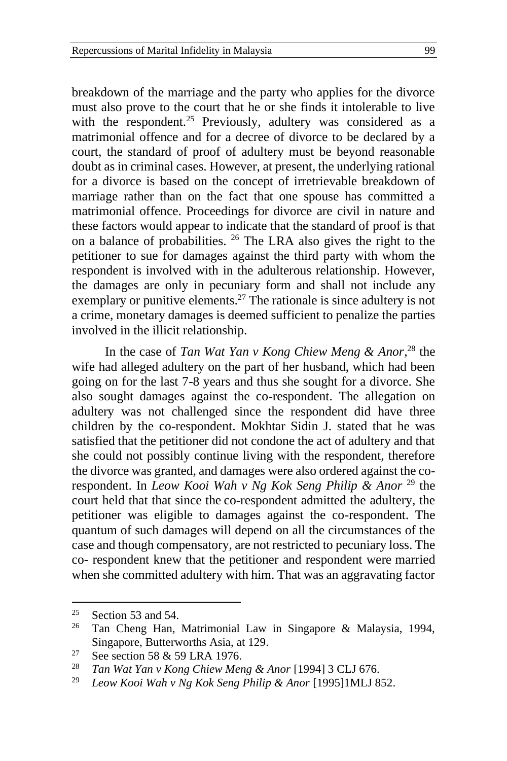breakdown of the marriage and the party who applies for the divorce must also prove to the court that he or she finds it intolerable to live with the respondent.[25] Previously, adultery was considered as a matrimonial offence and for a decree of divorce to be declared by a court, the standard of proof of adultery must be beyond reasonable doubt as in criminal cases. However, at present, the underlying rational for a divorce is based on the concept of irretrievable breakdown of marriage rather than on the fact that one spouse has committed a matrimonial offence. Proceedings for divorce are civil in nature and these factors would appear to indicate that the standard of proof is that on a balance of probabilities. [26] The LRA also gives the right to the petitioner to sue for damages against the third party with whom the respondent is involved with in the adulterous relationship. However, the damages are only in pecuniary form and shall not include any exemplary or punitive elements.[27] The rationale is since adultery is not a crime, monetary damages is deemed sufficient to penalize the parties involved in the illicit relationship.

In the case of *Tan Wat Yan v Kong Chiew Meng & Anor*,[28] the wife had alleged adultery on the part of her husband, which had been going on for the last 7-8 years and thus she sought for a divorce. She also sought damages against the co-respondent. The allegation on adultery was not challenged since the respondent did have three children by the co-respondent. Mokhtar Sidin J. stated that he was satisfied that the petitioner did not condone the act of adultery and that she could not possibly continue living with the respondent, therefore the divorce was granted, and damages were also ordered against the co-respondent. In *Leow Kooi Wah v Ng Kok Seng Philip & Anor* [29] the court held that that since the co-respondent admitted the adultery, the petitioner was eligible to damages against the co-respondent. The quantum of such damages will depend on all the circumstances of the case and though compensatory, are not restricted to pecuniary loss. The co- respondent knew that the petitioner and respondent were married when she committed adultery with him. That was an aggravating factor

---

[25] Section 53 and 54.

[26] Tan Cheng Han, Matrimonial Law in Singapore & Malaysia, 1994, Singapore, Butterworths Asia, at 129.

[27] See section 58 & 59 LRA 1976.

[28] *Tan Wat Yan v Kong Chiew Meng & Anor* [1994] 3 CLJ 676.

[29] *Leow Kooi Wah v Ng Kok Seng Philip & Anor* [1995]1MLJ 852.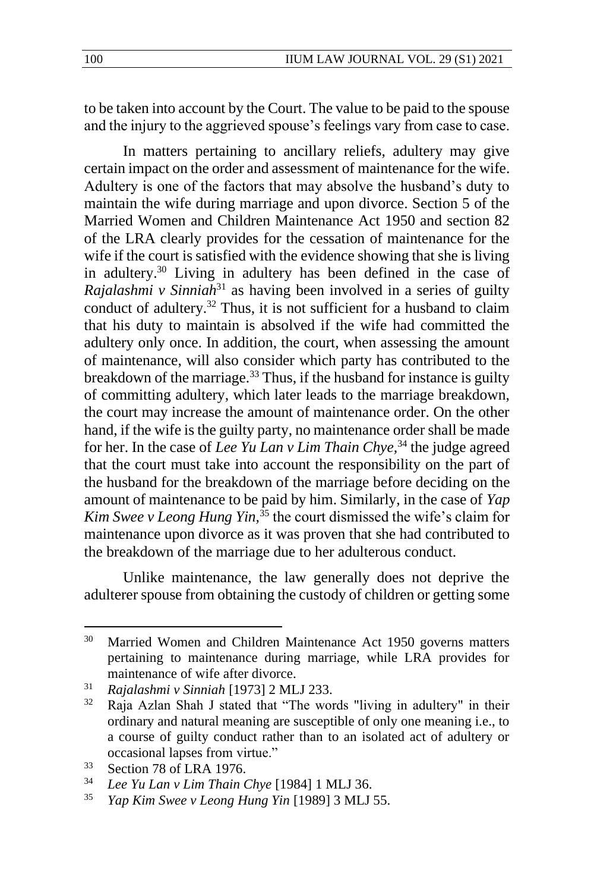to be taken into account by the Court. The value to be paid to the spouse and the injury to the aggrieved spouse's feelings vary from case to case.

In matters pertaining to ancillary reliefs, adultery may give certain impact on the order and assessment of maintenance for the wife. Adultery is one of the factors that may absolve the husband's duty to maintain the wife during marriage and upon divorce. Section 5 of the Married Women and Children Maintenance Act 1950 and section 82 of the LRA clearly provides for the cessation of maintenance for the wife if the court is satisfied with the evidence showing that she is living in adultery.[30] Living in adultery has been defined in the case of *Rajalashmi v Sinniah*[31] as having been involved in a series of guilty conduct of adultery.[32] Thus, it is not sufficient for a husband to claim that his duty to maintain is absolved if the wife had committed the adultery only once. In addition, the court, when assessing the amount of maintenance, will also consider which party has contributed to the breakdown of the marriage.[33] Thus, if the husband for instance is guilty of committing adultery, which later leads to the marriage breakdown, the court may increase the amount of maintenance order. On the other hand, if the wife is the guilty party, no maintenance order shall be made for her. In the case of *Lee Yu Lan v Lim Thain Chye,*[34] the judge agreed that the court must take into account the responsibility on the part of the husband for the breakdown of the marriage before deciding on the amount of maintenance to be paid by him. Similarly, in the case of *Yap Kim Swee v Leong Hung Yin,*[35] the court dismissed the wife's claim for maintenance upon divorce as it was proven that she had contributed to the breakdown of the marriage due to her adulterous conduct.

Unlike maintenance, the law generally does not deprive the adulterer spouse from obtaining the custody of children or getting some

---

[30] Married Women and Children Maintenance Act 1950 governs matters pertaining to maintenance during marriage, while LRA provides for maintenance of wife after divorce.

[31] *Rajalashmi v Sinniah* [1973] 2 MLJ 233.

[32] Raja Azlan Shah J stated that "The words "living in adultery" in their ordinary and natural meaning are susceptible of only one meaning i.e., to a course of guilty conduct rather than to an isolated act of adultery or occasional lapses from virtue."

[33] Section 78 of LRA 1976.

[34] *Lee Yu Lan v Lim Thain Chye* [1984] 1 MLJ 36.

[35] *Yap Kim Swee v Leong Hung Yin* [1989] 3 MLJ 55.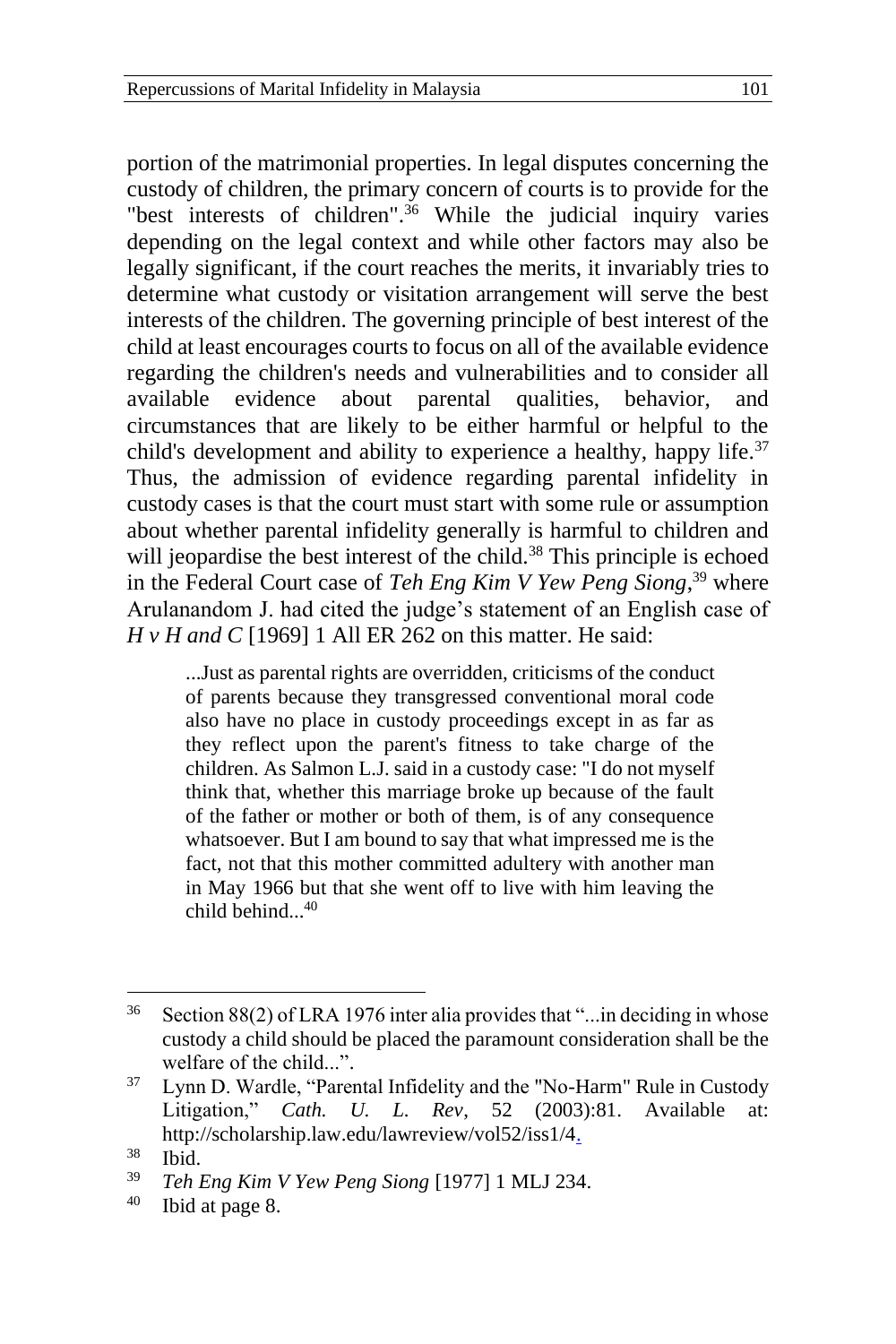portion of the matrimonial properties. In legal disputes concerning the custody of children, the primary concern of courts is to provide for the "best interests of children".[36] While the judicial inquiry varies depending on the legal context and while other factors may also be legally significant, if the court reaches the merits, it invariably tries to determine what custody or visitation arrangement will serve the best interests of the children. The governing principle of best interest of the child at least encourages courts to focus on all of the available evidence regarding the children's needs and vulnerabilities and to consider all available evidence about parental qualities, behavior, and circumstances that are likely to be either harmful or helpful to the child's development and ability to experience a healthy, happy life.[37] Thus, the admission of evidence regarding parental infidelity in custody cases is that the court must start with some rule or assumption about whether parental infidelity generally is harmful to children and will jeopardise the best interest of the child.[38] This principle is echoed in the Federal Court case of *Teh Eng Kim V Yew Peng Siong*,[39] where Arulanandom J. had cited the judge's statement of an English case of *H v H and C* [1969] 1 All ER 262 on this matter. He said:

> ...Just as parental rights are overridden, criticisms of the conduct of parents because they transgressed conventional moral code also have no place in custody proceedings except in as far as they reflect upon the parent's fitness to take charge of the children. As Salmon L.J. said in a custody case: "I do not myself think that, whether this marriage broke up because of the fault of the father or mother or both of them, is of any consequence whatsoever. But I am bound to say that what impressed me is the fact, not that this mother committed adultery with another man in May 1966 but that she went off to live with him leaving the child behind...[40]

---

[36] Section 88(2) of LRA 1976 inter alia provides that "...in deciding in whose custody a child should be placed the paramount consideration shall be the welfare of the child...".

[37] Lynn D. Wardle, "Parental Infidelity and the "No-Harm" Rule in Custody Litigation," *Cath. U. L. Rev*, 52 (2003):81. Available at: http://scholarship.law.edu/lawreview/vol52/iss1/4.

[38] Ibid.

[39] *Teh Eng Kim V Yew Peng Siong* [1977] 1 MLJ 234.

[40] Ibid at page 8.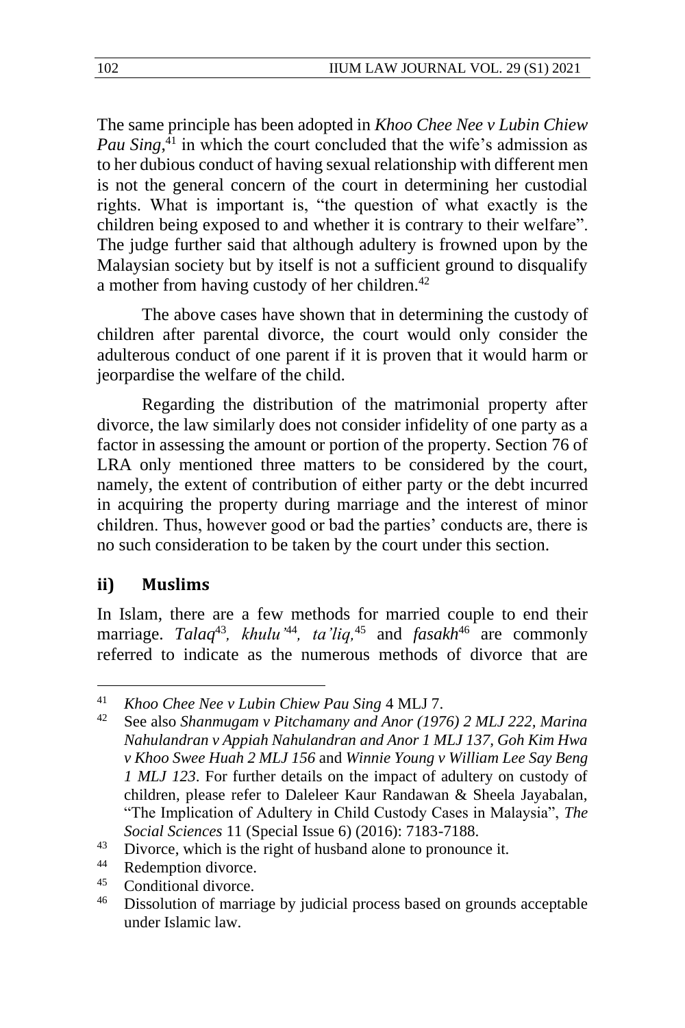The same principle has been adopted in *Khoo Chee Nee v Lubin Chiew Pau Sing*,[41] in which the court concluded that the wife's admission as to her dubious conduct of having sexual relationship with different men is not the general concern of the court in determining her custodial rights. What is important is, "the question of what exactly is the children being exposed to and whether it is contrary to their welfare". The judge further said that although adultery is frowned upon by the Malaysian society but by itself is not a sufficient ground to disqualify a mother from having custody of her children.[42]

The above cases have shown that in determining the custody of children after parental divorce, the court would only consider the adulterous conduct of one parent if it is proven that it would harm or jeorpardise the welfare of the child.

Regarding the distribution of the matrimonial property after divorce, the law similarly does not consider infidelity of one party as a factor in assessing the amount or portion of the property. Section 76 of LRA only mentioned three matters to be considered by the court, namely, the extent of contribution of either party or the debt incurred in acquiring the property during marriage and the interest of minor children. Thus, however good or bad the parties' conducts are, there is no such consideration to be taken by the court under this section.

### ii) Muslims

In Islam, there are a few methods for married couple to end their marriage. *Talaq*[43], *khulu'*[44], *ta'liq,*[45] and *fasakh*[46] are commonly referred to indicate as the numerous methods of divorce that are

---

[41] *Khoo Chee Nee v Lubin Chiew Pau Sing* 4 MLJ 7.

[42] See also *Shanmugam v Pitchamany and Anor (1976) 2 MLJ 222, Marina Nahulandran v Appiah Nahulandran and Anor 1 MLJ 137, Goh Kim Hwa v Khoo Swee Huah 2 MLJ 156* and *Winnie Young v William Lee Say Beng 1 MLJ 123*. For further details on the impact of adultery on custody of children, please refer to Daleleer Kaur Randawan & Sheela Jayabalan, "The Implication of Adultery in Child Custody Cases in Malaysia", *The Social Sciences* 11 (Special Issue 6) (2016): 7183-7188.

[43] Divorce, which is the right of husband alone to pronounce it.

[44] Redemption divorce.

[45] Conditional divorce.

[46] Dissolution of marriage by judicial process based on grounds acceptable under Islamic law.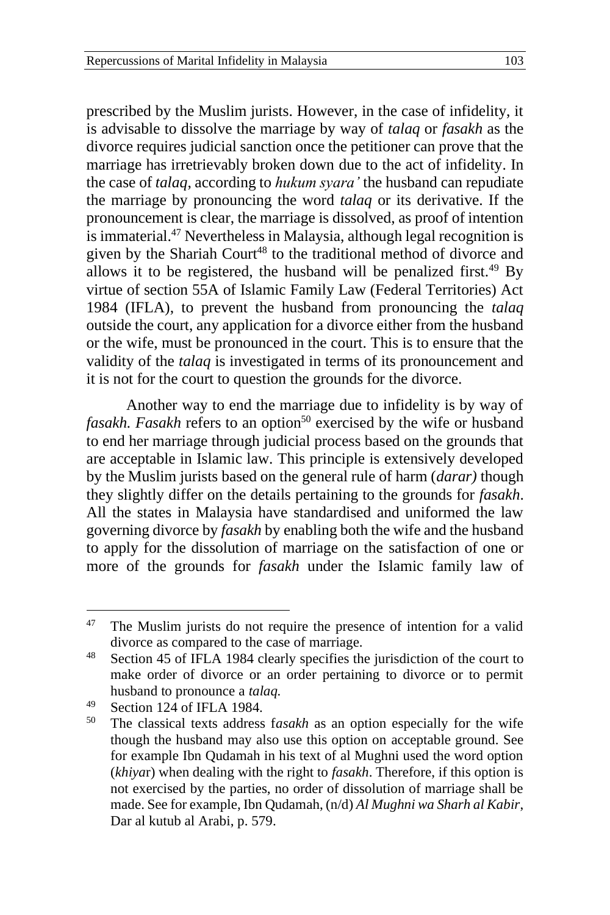prescribed by the Muslim jurists. However, in the case of infidelity, it is advisable to dissolve the marriage by way of *talaq* or *fasakh* as the divorce requires judicial sanction once the petitioner can prove that the marriage has irretrievably broken down due to the act of infidelity. In the case of *talaq*, according to *hukum syara'* the husband can repudiate the marriage by pronouncing the word *talaq* or its derivative. If the pronouncement is clear, the marriage is dissolved, as proof of intention is immaterial.[47] Nevertheless in Malaysia, although legal recognition is given by the Shariah Court[48] to the traditional method of divorce and allows it to be registered, the husband will be penalized first.[49] By virtue of section 55A of Islamic Family Law (Federal Territories) Act 1984 (IFLA), to prevent the husband from pronouncing the *talaq* outside the court, any application for a divorce either from the husband or the wife, must be pronounced in the court. This is to ensure that the validity of the *talaq* is investigated in terms of its pronouncement and it is not for the court to question the grounds for the divorce.

Another way to end the marriage due to infidelity is by way of *fasakh*. *Fasakh* refers to an option[50] exercised by the wife or husband to end her marriage through judicial process based on the grounds that are acceptable in Islamic law. This principle is extensively developed by the Muslim jurists based on the general rule of harm (*darar)* though they slightly differ on the details pertaining to the grounds for *fasakh*. All the states in Malaysia have standardised and uniformed the law governing divorce by *fasakh* by enabling both the wife and the husband to apply for the dissolution of marriage on the satisfaction of one or more of the grounds for *fasakh* under the Islamic family law of

---

[47] The Muslim jurists do not require the presence of intention for a valid divorce as compared to the case of marriage.

[48] Section 45 of IFLA 1984 clearly specifies the jurisdiction of the court to make order of divorce or an order pertaining to divorce or to permit husband to pronounce a *talaq.*

[49] Section 124 of IFLA 1984.

[50] The classical texts address f*asakh* as an option especially for the wife though the husband may also use this option on acceptable ground. See for example Ibn Qudamah in his text of al Mughni used the word option (*khiya*r) when dealing with the right to *fasakh*. Therefore, if this option is not exercised by the parties, no order of dissolution of marriage shall be made. See for example, Ibn Qudamah, (n/d) *Al Mughni wa Sharh al Kabir*, Dar al kutub al Arabi, p. 579.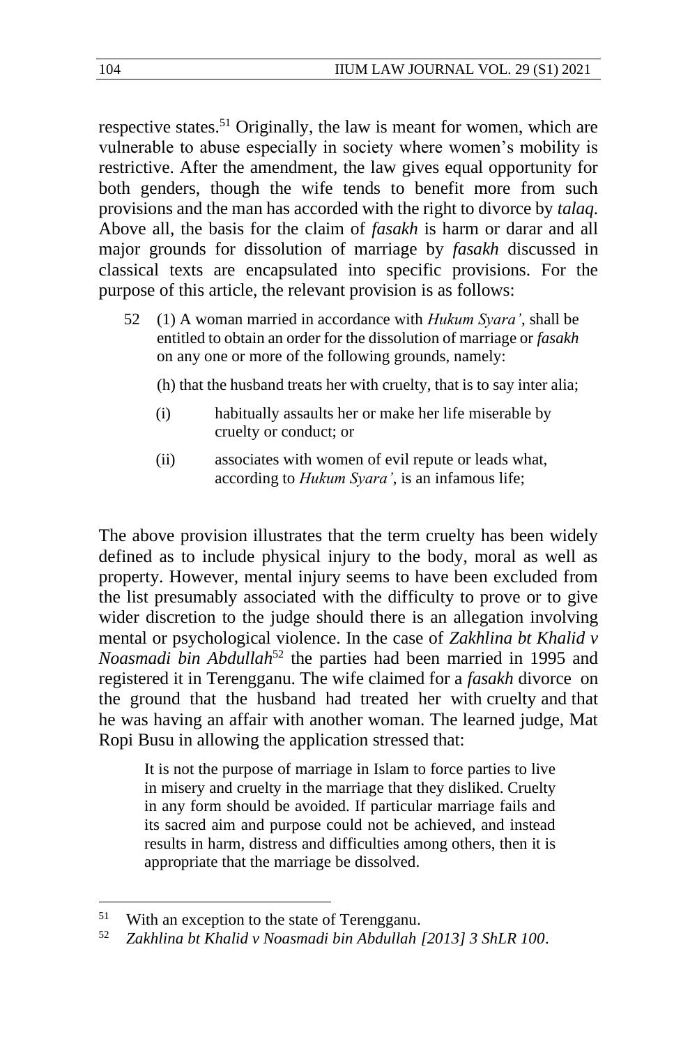respective states.[51] Originally, the law is meant for women, which are vulnerable to abuse especially in society where women's mobility is restrictive. After the amendment, the law gives equal opportunity for both genders, though the wife tends to benefit more from such provisions and the man has accorded with the right to divorce by *talaq*. Above all, the basis for the claim of *fasakh* is harm or darar and all major grounds for dissolution of marriage by *fasakh* discussed in classical texts are encapsulated into specific provisions. For the purpose of this article, the relevant provision is as follows:

> 52 (1) A woman married in accordance with *Hukum Syara'*, shall be entitled to obtain an order for the dissolution of marriage or *fasakh* on any one or more of the following grounds, namely:
>
> (h) that the husband treats her with cruelty, that is to say inter alia;
>
> (i) habitually assaults her or make her life miserable by cruelty or conduct; or
>
> (ii) associates with women of evil repute or leads what, according to *Hukum Syara'*, is an infamous life;

The above provision illustrates that the term cruelty has been widely defined as to include physical injury to the body, moral as well as property. However, mental injury seems to have been excluded from the list presumably associated with the difficulty to prove or to give wider discretion to the judge should there is an allegation involving mental or psychological violence. In the case of ***Zakhlina bt Khalid v Noasmadi bin Abdullah***[52] the parties had been married in 1995 and registered it in Terengganu. The wife claimed for a *fasakh* divorce on the ground that the husband had treated her with cruelty and that he was having an affair with another woman. The learned judge, Mat Ropi Busu in allowing the application stressed that:

> It is not the purpose of marriage in Islam to force parties to live in misery and cruelty in the marriage that they disliked. Cruelty in any form should be avoided. If particular marriage fails and its sacred aim and purpose could not be achieved, and instead results in harm, distress and difficulties among others, then it is appropriate that the marriage be dissolved.

---

[51] With an exception to the state of Terengganu.

[52] *Zakhlina bt Khalid v Noasmadi bin Abdullah [2013] 3 ShLR 100*.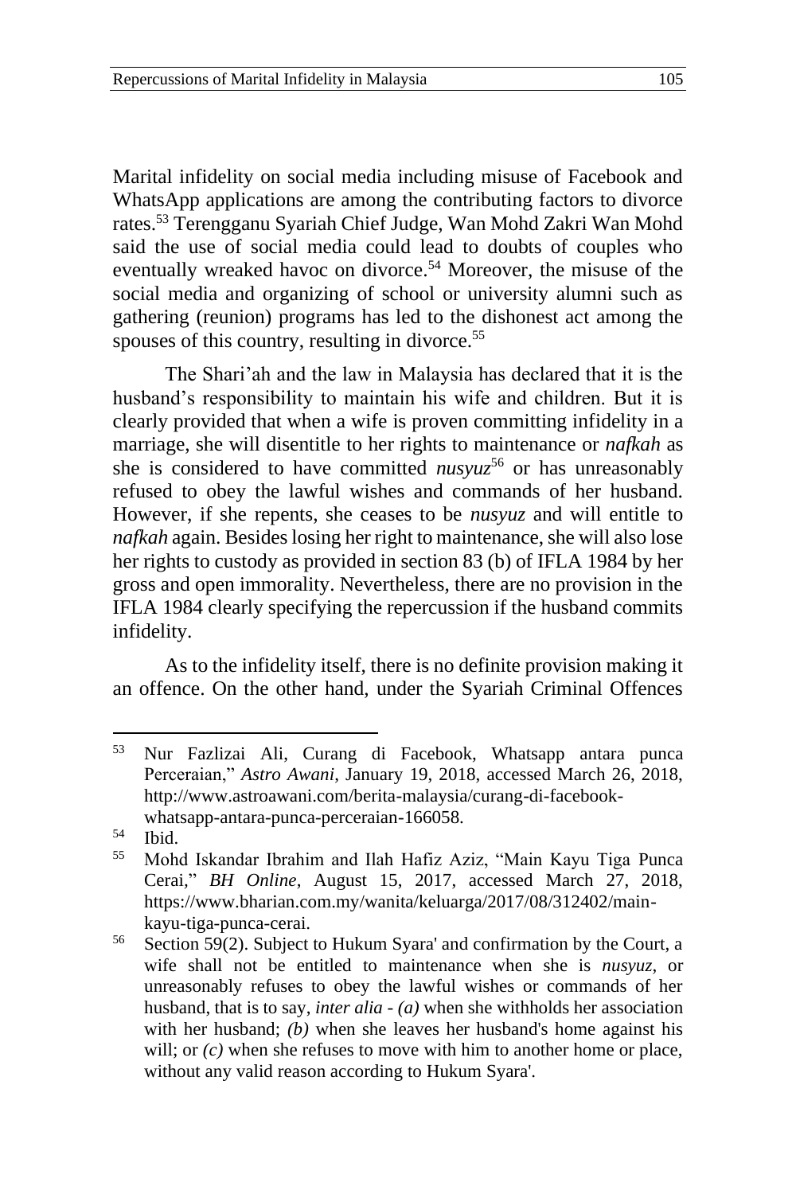Marital infidelity on social media including misuse of Facebook and WhatsApp applications are among the contributing factors to divorce rates.[53] Terengganu Syariah Chief Judge, Wan Mohd Zakri Wan Mohd said the use of social media could lead to doubts of couples who eventually wreaked havoc on divorce.[54] Moreover, the misuse of the social media and organizing of school or university alumni such as gathering (reunion) programs has led to the dishonest act among the spouses of this country, resulting in divorce.[55]

The Shari'ah and the law in Malaysia has declared that it is the husband's responsibility to maintain his wife and children. But it is clearly provided that when a wife is proven committing infidelity in a marriage, she will disentitle to her rights to maintenance or *nafkah* as she is considered to have committed *nusyuz*[56] or has unreasonably refused to obey the lawful wishes and commands of her husband. However, if she repents, she ceases to be *nusyuz* and will entitle to *nafkah* again. Besides losing her right to maintenance, she will also lose her rights to custody as provided in section 83 (b) of IFLA 1984 by her gross and open immorality. Nevertheless, there are no provision in the IFLA 1984 clearly specifying the repercussion if the husband commits infidelity.

As to the infidelity itself, there is no definite provision making it an offence. On the other hand, under the Syariah Criminal Offences

---

[53] Nur Fazlizai Ali, Curang di Facebook, Whatsapp antara punca Perceraian," *Astro Awani*, January 19, 2018, accessed March 26, 2018, http://www.astroawani.com/berita-malaysia/curang-di-facebook-whatsapp-antara-punca-perceraian-166058.

[54] Ibid.

[55] Mohd Iskandar Ibrahim and Ilah Hafiz Aziz, "Main Kayu Tiga Punca Cerai," *BH Online*, August 15, 2017, accessed March 27, 2018, https://www.bharian.com.my/wanita/keluarga/2017/08/312402/main-kayu-tiga-punca-cerai.

[56] Section 59(2). Subject to Hukum Syara' and confirmation by the Court, a wife shall not be entitled to maintenance when she is *nusyuz*, or unreasonably refuses to obey the lawful wishes or commands of her husband, that is to say, *inter alia* - *(a)* when she withholds her association with her husband; *(b)* when she leaves her husband's home against his will; or *(c)* when she refuses to move with him to another home or place, without any valid reason according to Hukum Syara'.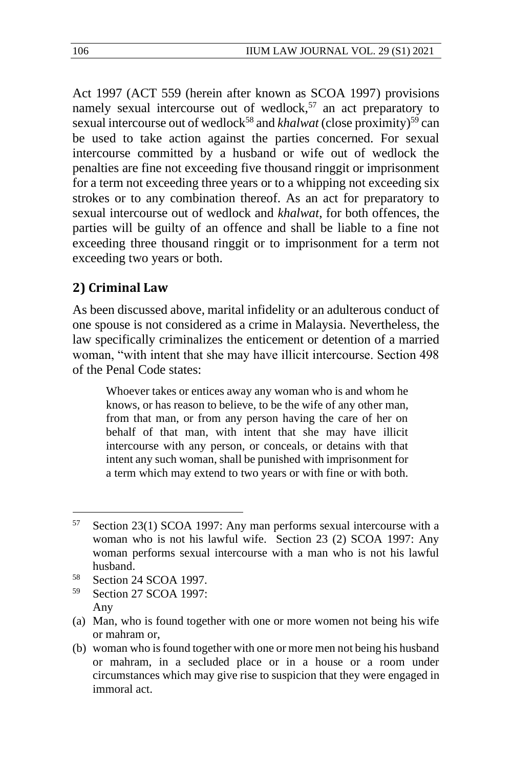Act 1997 (ACT 559 (herein after known as SCOA 1997) provisions namely sexual intercourse out of wedlock,[57] an act preparatory to sexual intercourse out of wedlock[58] and *khalwat* (close proximity)[59] can be used to take action against the parties concerned. For sexual intercourse committed by a husband or wife out of wedlock the penalties are fine not exceeding five thousand ringgit or imprisonment for a term not exceeding three years or to a whipping not exceeding six strokes or to any combination thereof. As an act for preparatory to sexual intercourse out of wedlock and *khalwat*, for both offences, the parties will be guilty of an offence and shall be liable to a fine not exceeding three thousand ringgit or to imprisonment for a term not exceeding two years or both.

## 2) Criminal Law

As been discussed above, marital infidelity or an adulterous conduct of one spouse is not considered as a crime in Malaysia. Nevertheless, the law specifically criminalizes the enticement or detention of a married woman, "with intent that she may have illicit intercourse. Section 498 of the Penal Code states:

> Whoever takes or entices away any woman who is and whom he knows, or has reason to believe, to be the wife of any other man, from that man, or from any person having the care of her on behalf of that man, with intent that she may have illicit intercourse with any person, or conceals, or detains with that intent any such woman, shall be punished with imprisonment for a term which may extend to two years or with fine or with both.

---

[57] Section 23(1) SCOA 1997: Any man performs sexual intercourse with a woman who is not his lawful wife. Section 23 (2) SCOA 1997: Any woman performs sexual intercourse with a man who is not his lawful husband.

[58] Section 24 SCOA 1997.

[59] Section 27 SCOA 1997:
Any

(a) Man, who is found together with one or more women not being his wife or mahram or,

(b) woman who is found together with one or more men not being his husband or mahram, in a secluded place or in a house or a room under circumstances which may give rise to suspicion that they were engaged in immoral act.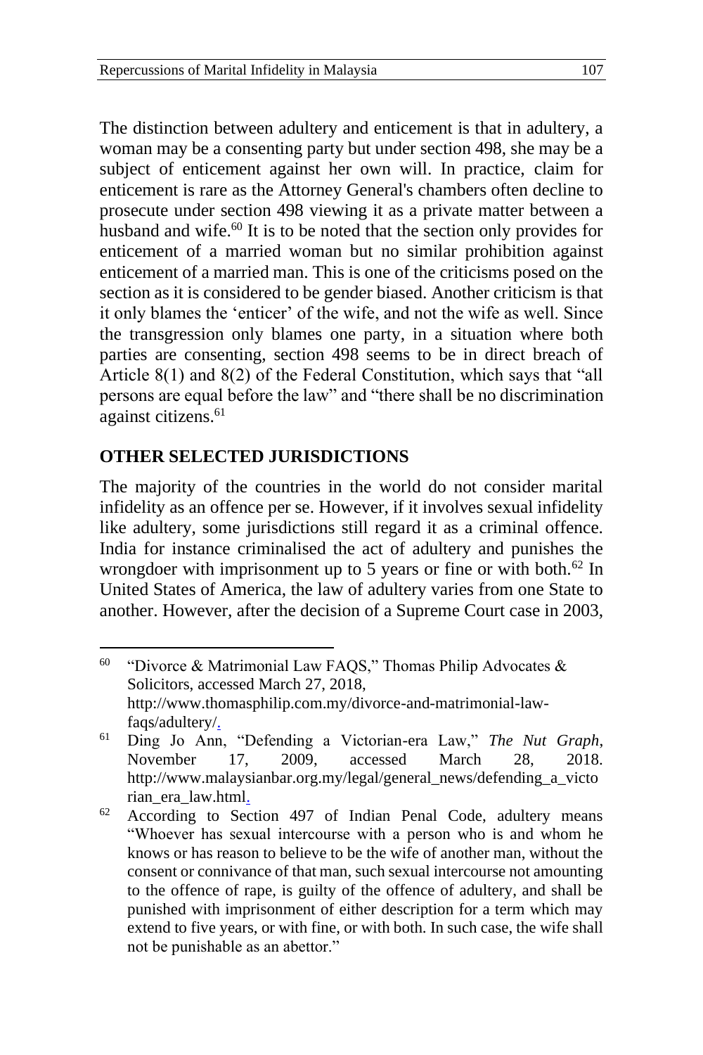The distinction between adultery and enticement is that in adultery, a woman may be a consenting party but under section 498, she may be a subject of enticement against her own will. In practice, claim for enticement is rare as the Attorney General's chambers often decline to prosecute under section 498 viewing it as a private matter between a husband and wife.[60] It is to be noted that the section only provides for enticement of a married woman but no similar prohibition against enticement of a married man. This is one of the criticisms posed on the section as it is considered to be gender biased. Another criticism is that it only blames the 'enticer' of the wife, and not the wife as well. Since the transgression only blames one party, in a situation where both parties are consenting, section 498 seems to be in direct breach of Article 8(1) and 8(2) of the Federal Constitution, which says that "all persons are equal before the law" and "there shall be no discrimination against citizens.[61]

## OTHER SELECTED JURISDICTIONS

The majority of the countries in the world do not consider marital infidelity as an offence per se. However, if it involves sexual infidelity like adultery, some jurisdictions still regard it as a criminal offence. India for instance criminalised the act of adultery and punishes the wrongdoer with imprisonment up to 5 years or fine or with both.[62] In United States of America, the law of adultery varies from one State to another. However, after the decision of a Supreme Court case in 2003,

---

[60] "Divorce & Matrimonial Law FAQS," Thomas Philip Advocates & Solicitors, accessed March 27, 2018, http://www.thomasphilip.com.my/divorce-and-matrimonial-law-faqs/adultery/.

[61] Ding Jo Ann, "Defending a Victorian-era Law," *The Nut Graph*, November 17, 2009, accessed March 28, 2018. http://www.malaysianbar.org.my/legal/general_news/defending_a_victorian_era_law.html.

[62] According to Section 497 of Indian Penal Code, adultery means "Whoever has sexual intercourse with a person who is and whom he knows or has reason to believe to be the wife of another man, without the consent or connivance of that man, such sexual intercourse not amounting to the offence of rape, is guilty of the offence of adultery, and shall be punished with imprisonment of either description for a term which may extend to five years, or with fine, or with both. In such case, the wife shall not be punishable as an abettor."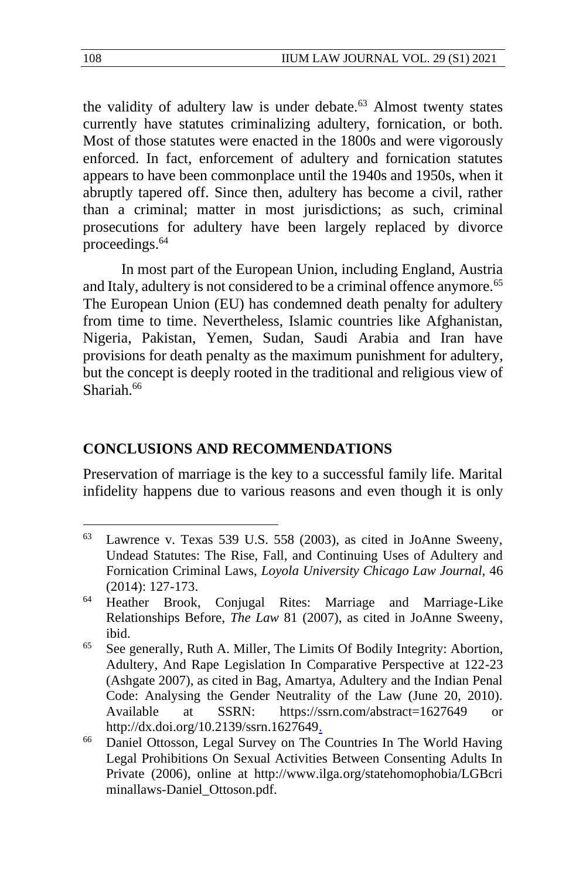the validity of adultery law is under debate.[63] Almost twenty states currently have statutes criminalizing adultery, fornication, or both. Most of those statutes were enacted in the 1800s and were vigorously enforced. In fact, enforcement of adultery and fornication statutes appears to have been commonplace until the 1940s and 1950s, when it abruptly tapered off. Since then, adultery has become a civil, rather than a criminal; matter in most jurisdictions; as such, criminal prosecutions for adultery have been largely replaced by divorce proceedings.[64]

In most part of the European Union, including England, Austria and Italy, adultery is not considered to be a criminal offence anymore.[65] The European Union (EU) has condemned death penalty for adultery from time to time. Nevertheless, Islamic countries like Afghanistan, Nigeria, Pakistan, Yemen, Sudan, Saudi Arabia and Iran have provisions for death penalty as the maximum punishment for adultery, but the concept is deeply rooted in the traditional and religious view of Shariah.[66]

## CONCLUSIONS AND RECOMMENDATIONS

Preservation of marriage is the key to a successful family life. Marital infidelity happens due to various reasons and even though it is only

---

[63] Lawrence v. Texas 539 U.S. 558 (2003), as cited in JoAnne Sweeny, Undead Statutes: The Rise, Fall, and Continuing Uses of Adultery and Fornication Criminal Laws, *Loyola University Chicago Law Journal*, 46 (2014): 127-173.

[64] Heather Brook, Conjugal Rites: Marriage and Marriage-Like Relationships Before, *The Law* 81 (2007), as cited in JoAnne Sweeny, ibid.

[65] See generally, Ruth A. Miller, The Limits Of Bodily Integrity: Abortion, Adultery, And Rape Legislation In Comparative Perspective at 122-23 (Ashgate 2007), as cited in Bag, Amartya, Adultery and the Indian Penal Code: Analysing the Gender Neutrality of the Law (June 20, 2010). Available at SSRN: https://ssrn.com/abstract=1627649 or http://dx.doi.org/10.2139/ssrn.1627649.

[66] Daniel Ottosson, Legal Survey on The Countries In The World Having Legal Prohibitions On Sexual Activities Between Consenting Adults In Private (2006), online at http://www.ilga.org/statehomophobia/LGBcriminallaws-Daniel_Ottoson.pdf.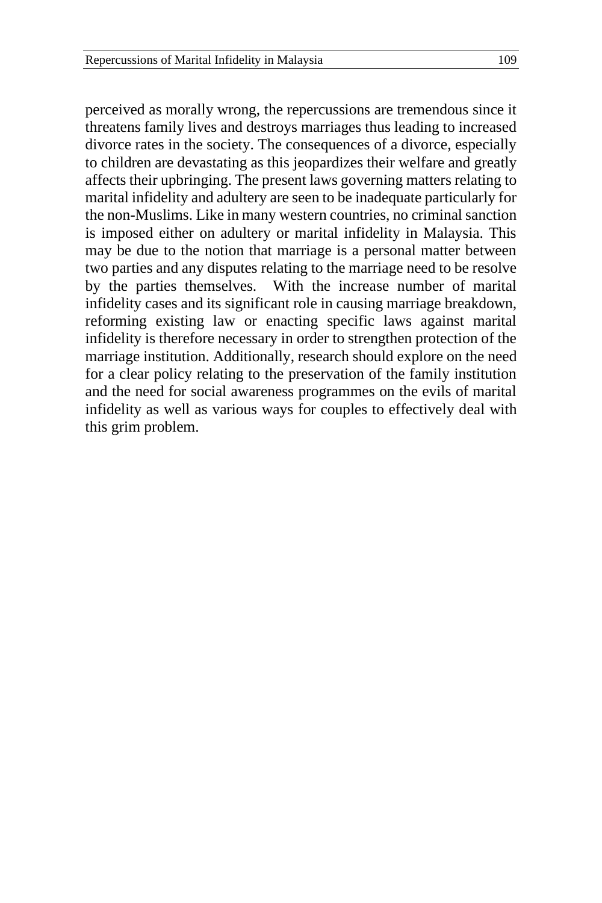perceived as morally wrong, the repercussions are tremendous since it threatens family lives and destroys marriages thus leading to increased divorce rates in the society. The consequences of a divorce, especially to children are devastating as this jeopardizes their welfare and greatly affects their upbringing. The present laws governing matters relating to marital infidelity and adultery are seen to be inadequate particularly for the non-Muslims. Like in many western countries, no criminal sanction is imposed either on adultery or marital infidelity in Malaysia. This may be due to the notion that marriage is a personal matter between two parties and any disputes relating to the marriage need to be resolve by the parties themselves. With the increase number of marital infidelity cases and its significant role in causing marriage breakdown, reforming existing law or enacting specific laws against marital infidelity is therefore necessary in order to strengthen protection of the marriage institution. Additionally, research should explore on the need for a clear policy relating to the preservation of the family institution and the need for social awareness programmes on the evils of marital infidelity as well as various ways for couples to effectively deal with this grim problem.